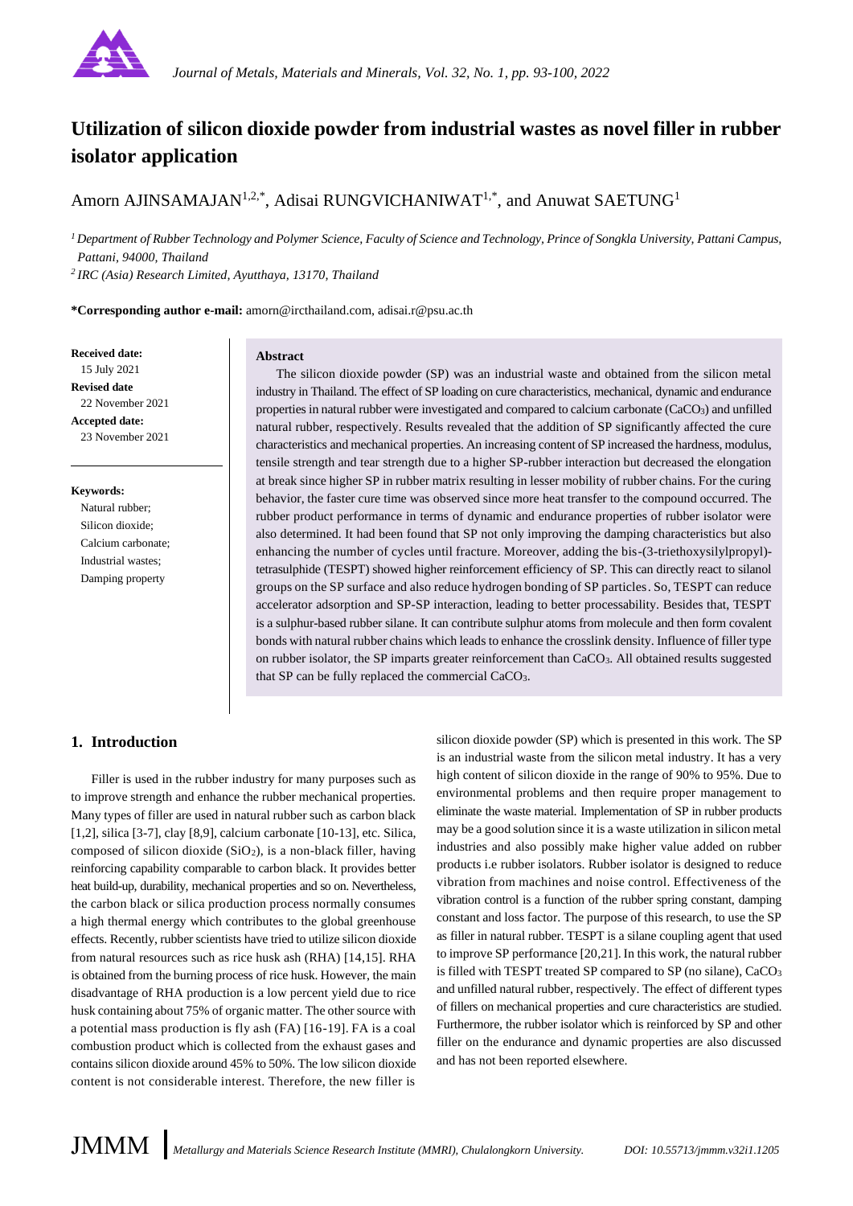# Utilization of silicon dioxide powder from industrial wastes as novel filler in rubber isolator application

Amorn AJINSAMAJAN[1,2,*], Adisai RUNGVICHANIWAT[1,*], and Anuwat SAETUNG[1]

[1] *Department of Rubber Technology and Polymer Science, Faculty of Science and Technology, Prince of Songkla University, Pattani Campus, Pattani, 94000, Thailand*

[2] *IRC (Asia) Research Limited, Ayutthaya, 13170, Thailand*

**\*Corresponding author e-mail:** amorn@ircthailand.com, adisai.r@psu.ac.th

**Received date:** 15 July 2021
**Revised date** 22 November 2021
**Accepted date:** 23 November 2021

**Keywords:**
Natural rubber;
Silicon dioxide;
Calcium carbonate;
Industrial wastes;
Damping property

**Abstract**

The silicon dioxide powder (SP) was an industrial waste and obtained from the silicon metal industry in Thailand. The effect of SP loading on cure characteristics, mechanical, dynamic and endurance properties in natural rubber were investigated and compared to calcium carbonate ($CaCO_3$) and unfilled natural rubber, respectively. Results revealed that the addition of SP significantly affected the cure characteristics and mechanical properties. An increasing content of SP increased the hardness, modulus, tensile strength and tear strength due to a higher SP-rubber interaction but decreased the elongation at break since higher SP in rubber matrix resulting in lesser mobility of rubber chains. For the curing behavior, the faster cure time was observed since more heat transfer to the compound occurred. The rubber product performance in terms of dynamic and endurance properties of rubber isolator were also determined. It had been found that SP not only improving the damping characteristics but also enhancing the number of cycles until fracture. Moreover, adding the bis-(3-triethoxysilylpropyl)-tetrasulphide (TESPT) showed higher reinforcement efficiency of SP. This can directly react to silanol groups on the SP surface and also reduce hydrogen bonding of SP particles. So, TESPT can reduce accelerator adsorption and SP-SP interaction, leading to better processability. Besides that, TESPT is a sulphur-based rubber silane. It can contribute sulphur atoms from molecule and then form covalent bonds with natural rubber chains which leads to enhance the crosslink density. Influence of filler type on rubber isolator, the SP imparts greater reinforcement than $CaCO_3$. All obtained results suggested that SP can be fully replaced the commercial $CaCO_3$.

## 1. Introduction

Filler is used in the rubber industry for many purposes such as to improve strength and enhance the rubber mechanical properties. Many types of filler are used in natural rubber such as carbon black [1,2], silica [3-7], clay [8,9], calcium carbonate [10-13], etc. Silica, composed of silicon dioxide ($SiO_2$), is a non-black filler, having reinforcing capability comparable to carbon black. It provides better heat build-up, durability, mechanical properties and so on. Nevertheless, the carbon black or silica production process normally consumes a high thermal energy which contributes to the global greenhouse effects. Recently, rubber scientists have tried to utilize silicon dioxide from natural resources such as rice husk ash (RHA) [14,15]. RHA is obtained from the burning process of rice husk. However, the main disadvantage of RHA production is a low percent yield due to rice husk containing about 75% of organic matter. The other source with a potential mass production is fly ash (FA) [16-19]. FA is a coal combustion product which is collected from the exhaust gases and contains silicon dioxide around 45% to 50%. The low silicon dioxide content is not considerable interest. Therefore, the new filler is silicon dioxide powder (SP) which is presented in this work. The SP is an industrial waste from the silicon metal industry. It has a very high content of silicon dioxide in the range of 90% to 95%. Due to environmental problems and then require proper management to eliminate the waste material. Implementation of SP in rubber products may be a good solution since it is a waste utilization in silicon metal industries and also possibly make higher value added on rubber products i.e rubber isolators. Rubber isolator is designed to reduce vibration from machines and noise control. Effectiveness of the vibration control is a function of the rubber spring constant, damping constant and loss factor. The purpose of this research, to use the SP as filler in natural rubber. TESPT is a silane coupling agent that used to improve SP performance [20,21]. In this work, the natural rubber is filled with TESPT treated SP compared to SP (no silane), $CaCO_3$ and unfilled natural rubber, respectively. The effect of different types of fillers on mechanical properties and cure characteristics are studied. Furthermore, the rubber isolator which is reinforced by SP and other filler on the endurance and dynamic properties are also discussed and has not been reported elsewhere.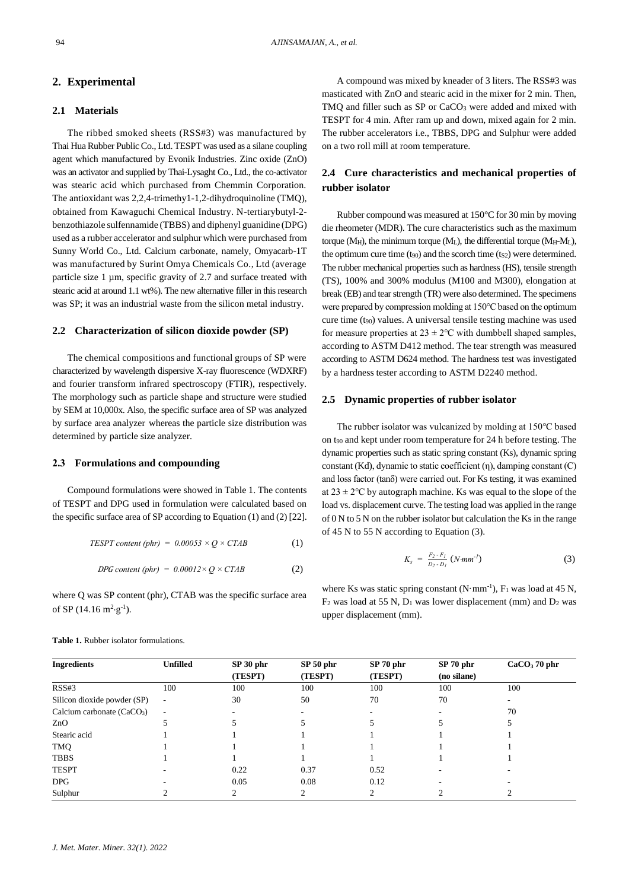## 2. Experimental

### 2.1 Materials

The ribbed smoked sheets (RSS#3) was manufactured by Thai Hua Rubber Public Co., Ltd. TESPT was used as a silane coupling agent which manufactured by Evonik Industries. Zinc oxide (ZnO) was an activator and supplied by Thai-Lysaght Co., Ltd., the co-activator was stearic acid which purchased from Chemmin Corporation. The antioxidant was 2,2,4-trimethy1-1,2-dihydroquinoline (TMQ), obtained from Kawaguchi Chemical Industry. N-tertiarybutyl-2-benzothiazole sulfennamide (TBBS) and diphenyl guanidine (DPG) used as a rubber accelerator and sulphur which were purchased from Sunny World Co., Ltd. Calcium carbonate, namely, Omyacarb-1T was manufactured by Surint Omya Chemicals Co., Ltd (average particle size 1 µm, specific gravity of 2.7 and surface treated with stearic acid at around 1.1 wt%). The new alternative filler in this research was SP; it was an industrial waste from the silicon metal industry.

### 2.2 Characterization of silicon dioxide powder (SP)

The chemical compositions and functional groups of SP were characterized by wavelength dispersive X-ray fluorescence (WDXRF) and fourier transform infrared spectroscopy (FTIR), respectively. The morphology such as particle shape and structure were studied by SEM at 10,000x. Also, the specific surface area of SP was analyzed by surface area analyzer whereas the particle size distribution was determined by particle size analyzer.

### 2.3 Formulations and compounding

Compound formulations were showed in Table 1. The contents of TESPT and DPG used in formulation were calculated based on the specific surface area of SP according to Equation (1) and (2) [22].

$$TESPT\ content\ (phr) = 0.00053 \times Q \times CTAB \qquad (1)$$

$$DPG\ content\ (phr) = 0.00012 \times Q \times CTAB \qquad (2)$$

where Q was SP content (phr), CTAB was the specific surface area of SP (14.16 $m^2 \cdot g^{-1}$).

**Table 1.** Rubber isolator formulations.

| Ingredients | Unfilled | SP 30 phr (TESPT) | SP 50 phr (TESPT) | SP 70 phr (TESPT) | SP 70 phr (no silane) | $CaCO_3$ 70 phr |
|---|---|---|---|---|---|---|
| RSS#3 | 100 | 100 | 100 | 100 | 100 | 100 |
| Silicon dioxide powder (SP) | - | 30 | 50 | 70 | 70 | - |
| Calcium carbonate ($CaCO_3$) | - | - | - | - | - | 70 |
| ZnO | 5 | 5 | 5 | 5 | 5 | 5 |
| Stearic acid | 1 | 1 | 1 | 1 | 1 | 1 |
| TMQ | 1 | 1 | 1 | 1 | 1 | 1 |
| TBBS | 1 | 1 | 1 | 1 | 1 | 1 |
| TESPT | - | 0.22 | 0.37 | 0.52 | - | - |
| DPG | - | 0.05 | 0.08 | 0.12 | - | - |
| Sulphur | 2 | 2 | 2 | 2 | 2 | 2 |

A compound was mixed by kneader of 3 liters. The RSS#3 was masticated with ZnO and stearic acid in the mixer for 2 min. Then, TMQ and filler such as SP or $CaCO_3$ were added and mixed with TESPT for 4 min. After ram up and down, mixed again for 2 min. The rubber accelerators i.e., TBBS, DPG and Sulphur were added on a two roll mill at room temperature.

### 2.4 Cure characteristics and mechanical properties of rubber isolator

Rubber compound was measured at 150°C for 30 min by moving die rheometer (MDR). The cure characteristics such as the maximum torque ($M_H$), the minimum torque ($M_L$), the differential torque ($M_H$-$M_L$), the optimum cure time ($t_{90}$) and the scorch time ($t_{S2}$) were determined. The rubber mechanical properties such as hardness (HS), tensile strength (TS), 100% and 300% modulus (M100 and M300), elongation at break (EB) and tear strength (TR) were also determined. The specimens were prepared by compression molding at 150°C based on the optimum cure time ($t_{90}$) values. A universal tensile testing machine was used for measure properties at 23 ± 2°C with dumbbell shaped samples, according to ASTM D412 method. The tear strength was measured according to ASTM D624 method. The hardness test was investigated by a hardness tester according to ASTM D2240 method.

### 2.5 Dynamic properties of rubber isolator

The rubber isolator was vulcanized by molding at 150°C based on $t_{90}$ and kept under room temperature for 24 h before testing. The dynamic properties such as static spring constant (Ks), dynamic spring constant (Kd), dynamic to static coefficient (η), damping constant (C) and loss factor (tanδ) were carried out. For Ks testing, it was examined at 23 ± 2°C by autograph machine. Ks was equal to the slope of the load vs. displacement curve. The testing load was applied in the range of 0 N to 5 N on the rubber isolator but calculation the Ks in the range of 45 N to 55 N according to Equation (3).

$$K_s = \frac{F_2 - F_1}{D_2 - D_1}\ (N{\cdot}mm^{-1}) \qquad (3)$$

where Ks was static spring constant ($N \cdot mm^{-1}$), $F_1$ was load at 45 N, $F_2$ was load at 55 N, $D_1$ was lower displacement (mm) and $D_2$ was upper displacement (mm).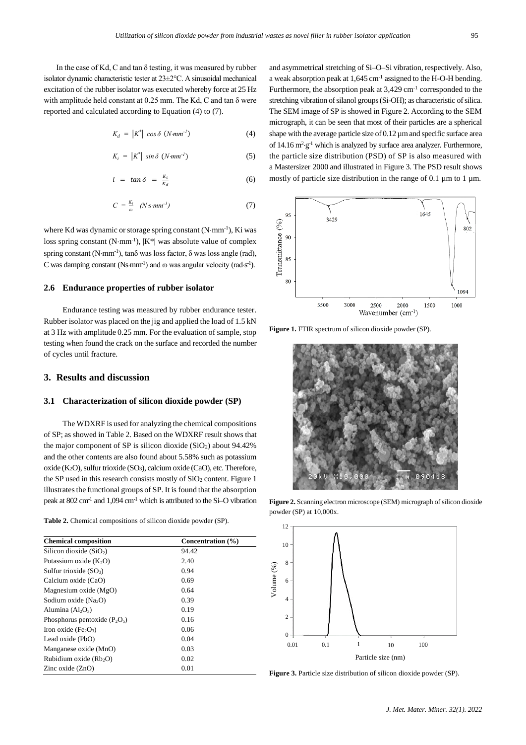In the case of Kd, C and tan δ testing, it was measured by rubber isolator dynamic characteristic tester at 23±2°C. A sinusoidal mechanical excitation of the rubber isolator was executed whereby force at 25 Hz with amplitude held constant at 0.25 mm. The Kd, C and tan δ were reported and calculated according to Equation (4) to (7).

$$K_d = \left|K^*\right| \cos\delta \ (N{\cdot}mm^{-1}) \quad (4)$$

$$K_i = \left|K^*\right| \sin\delta \ (N{\cdot}mm^{-1}) \quad (5)$$

$$l = \tan\delta = \frac{K_i}{K_d} \quad (6)$$

$$C = \frac{K_i}{\omega} \ (N{\cdot}s{\cdot}mm^{-1}) \quad (7)$$

where Kd was dynamic or storage spring constant ($N{\cdot}mm^{-1}$), Ki was loss spring constant ($N{\cdot}mm^{-1}$), |K*| was absolute value of complex spring constant ($N{\cdot}mm^{-1}$), tanδ was loss factor, δ was loss angle (rad), C was damping constant ($Ns{\cdot}mm^{-1}$) and ω was angular velocity ($rad{\cdot}s^{-1}$).

### 2.6 Endurance properties of rubber isolator

Endurance testing was measured by rubber endurance tester. Rubber isolator was placed on the jig and applied the load of 1.5 kN at 3 Hz with amplitude 0.25 mm. For the evaluation of sample, stop testing when found the crack on the surface and recorded the number of cycles until fracture.

## 3. Results and discussion

### 3.1 Characterization of silicon dioxide powder (SP)

The WDXRF is used for analyzing the chemical compositions of SP; as showed in Table 2. Based on the WDXRF result shows that the major component of SP is silicon dioxide ($SiO_2$) about 94.42% and the other contents are also found about 5.58% such as potassium oxide ($K_2O$), sulfur trioxide ($SO_3$), calcium oxide (CaO), etc. Therefore, the SP used in this research consists mostly of $SiO_2$ content. Figure 1 illustrates the functional groups of SP. It is found that the absorption peak at 802 $cm^{-1}$ and 1,094 $cm^{-1}$ which is attributed to the Si–O vibration and asymmetrical stretching of Si–O–Si vibration, respectively. Also, a weak absorption peak at 1,645 $cm^{-1}$ assigned to the H-O-H bending. Furthermore, the absorption peak at 3,429 $cm^{-1}$ corresponded to the stretching vibration of silanol groups (Si-OH); as characteristic of silica. The SEM image of SP is showed in Figure 2. According to the SEM micrograph, it can be seen that most of their particles are a spherical shape with the average particle size of 0.12 µm and specific surface area of 14.16 $m^2{\cdot}g^{-1}$ which is analyzed by surface area analyzer. Furthermore, the particle size distribution (PSD) of SP is also measured with a Mastersizer 2000 and illustrated in Figure 3. The PSD result shows mostly of particle size distribution in the range of 0.1 µm to 1 µm.

**Table 2.** Chemical compositions of silicon dioxide powder (SP).

| Chemical composition | Concentration (%) |
|---|---|
| Silicon dioxide ($SiO_2$) | 94.42 |
| Potassium oxide ($K_2O$) | 2.40 |
| Sulfur trioxide ($SO_3$) | 0.94 |
| Calcium oxide (CaO) | 0.69 |
| Magnesium oxide (MgO) | 0.64 |
| Sodium oxide ($Na_2O$) | 0.39 |
| Alumina ($Al_2O_3$) | 0.19 |
| Phosphorus pentoxide ($P_2O_5$) | 0.16 |
| Iron oxide ($Fe_2O_3$) | 0.06 |
| Lead oxide (PbO) | 0.04 |
| Manganese oxide (MnO) | 0.03 |
| Rubidium oxide ($Rb_2O$) | 0.02 |
| Zinc oxide (ZnO) | 0.01 |

**Figure 1.** FTIR spectrum of silicon dioxide powder (SP).

**Figure 2.** Scanning electron microscope (SEM) micrograph of silicon dioxide powder (SP) at 10,000x.

**Figure 3.** Particle size distribution of silicon dioxide powder (SP).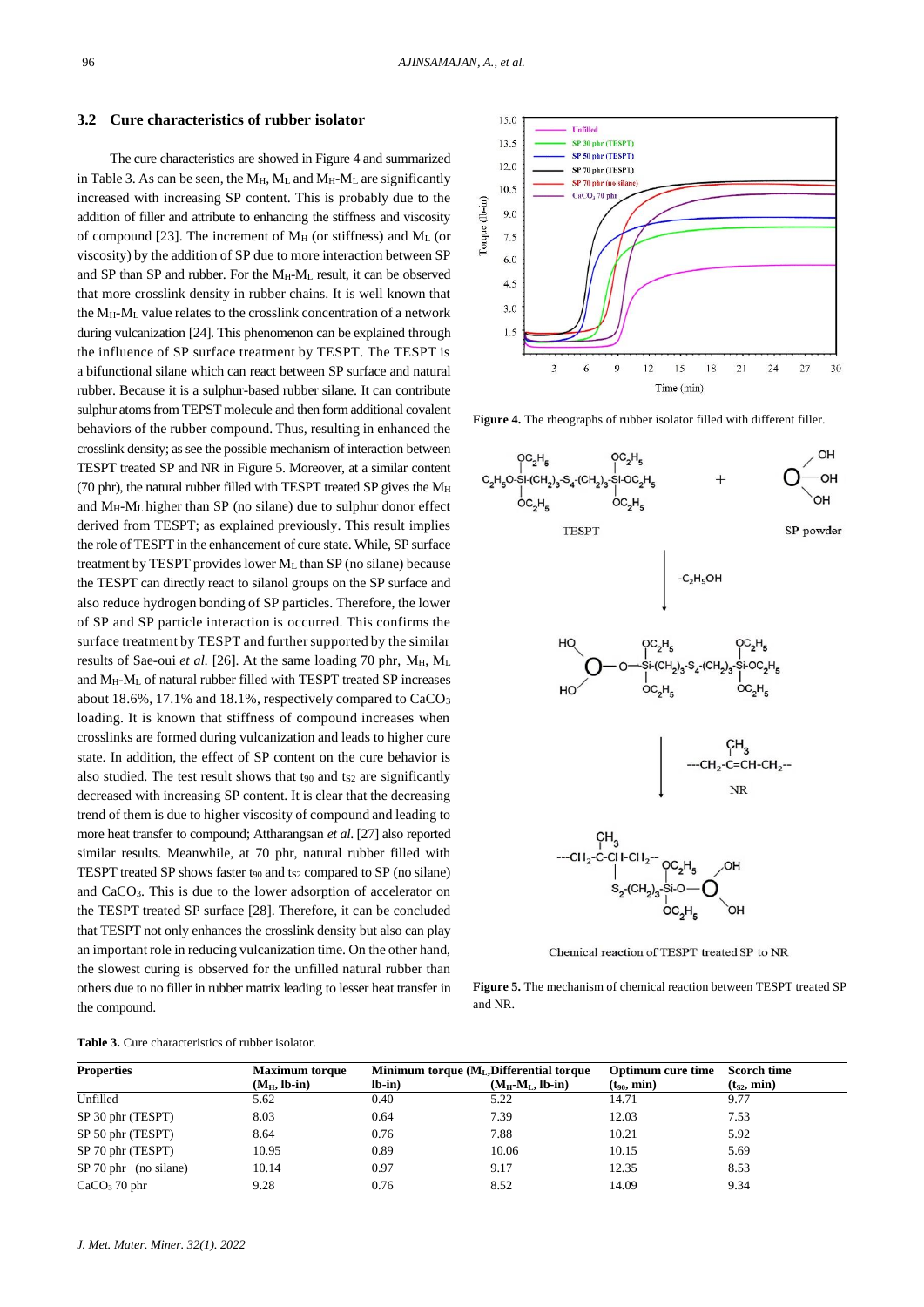### 3.2 Cure characteristics of rubber isolator

The cure characteristics are showed in Figure 4 and summarized in Table 3. As can be seen, the $M_H$, $M_L$ and $M_H$-$M_L$ are significantly increased with increasing SP content. This is probably due to the addition of filler and attribute to enhancing the stiffness and viscosity of compound [23]. The increment of $M_H$ (or stiffness) and $M_L$ (or viscosity) by the addition of SP due to more interaction between SP and SP than SP and rubber. For the $M_H$-$M_L$ result, it can be observed that more crosslink density in rubber chains. It is well known that the $M_H$-$M_L$ value relates to the crosslink concentration of a network during vulcanization [24]. This phenomenon can be explained through the influence of SP surface treatment by TESPT. The TESPT is a bifunctional silane which can react between SP surface and natural rubber. Because it is a sulphur-based rubber silane. It can contribute sulphur atoms from TEPST molecule and then form additional covalent behaviors of the rubber compound. Thus, resulting in enhanced the crosslink density; as see the possible mechanism of interaction between TESPT treated SP and NR in Figure 5. Moreover, at a similar content (70 phr), the natural rubber filled with TESPT treated SP gives the $M_H$ and $M_H$-$M_L$ higher than SP (no silane) due to sulphur donor effect derived from TESPT; as explained previously. This result implies the role of TESPT in the enhancement of cure state. While, SP surface treatment by TESPT provides lower $M_L$ than SP (no silane) because the TESPT can directly react to silanol groups on the SP surface and also reduce hydrogen bonding of SP particles. Therefore, the lower of SP and SP particle interaction is occurred. This confirms the surface treatment by TESPT and further supported by the similar results of Sae-oui *et al.* [26]. At the same loading 70 phr, $M_H$, $M_L$ and $M_H$-$M_L$ of natural rubber filled with TESPT treated SP increases about 18.6%, 17.1% and 18.1%, respectively compared to $CaCO_3$ loading. It is known that stiffness of compound increases when crosslinks are formed during vulcanization and leads to higher cure state. In addition, the effect of SP content on the cure behavior is also studied. The test result shows that $t_{90}$ and $t_{S2}$ are significantly decreased with increasing SP content. It is clear that the decreasing trend of them is due to higher viscosity of compound and leading to more heat transfer to compound; Attharangsan *et al.* [27] also reported similar results. Meanwhile, at 70 phr, natural rubber filled with TESPT treated SP shows faster $t_{90}$ and $t_{S2}$ compared to SP (no silane) and $CaCO_3$. This is due to the lower adsorption of accelerator on the TESPT treated SP surface [28]. Therefore, it can be concluded that TESPT not only enhances the crosslink density but also can play an important role in reducing vulcanization time. On the other hand, the slowest curing is observed for the unfilled natural rubber than others due to no filler in rubber matrix leading to lesser heat transfer in the compound.

**Figure 4.** The rheographs of rubber isolator filled with different filler.

**Figure 5.** The mechanism of chemical reaction between TESPT treated SP and NR.

**Table 3.** Cure characteristics of rubber isolator.

| Properties | Maximum torque ($M_H$, lb-in) | Minimum torque ($M_L$, lb-in) | Differential torque ($M_H$-$M_L$, lb-in) | Optimum cure time ($t_{90}$, min) | Scorch time ($t_{S2}$, min) |
|---|---|---|---|---|---|
| Unfilled | 5.62 | 0.40 | 5.22 | 14.71 | 9.77 |
| SP 30 phr (TESPT) | 8.03 | 0.64 | 7.39 | 12.03 | 7.53 |
| SP 50 phr (TESPT) | 8.64 | 0.76 | 7.88 | 10.21 | 5.92 |
| SP 70 phr (TESPT) | 10.95 | 0.89 | 10.06 | 10.15 | 5.69 |
| SP 70 phr (no silane) | 10.14 | 0.97 | 9.17 | 12.35 | 8.53 |
| $CaCO_3$ 70 phr | 9.28 | 0.76 | 8.52 | 14.09 | 9.34 |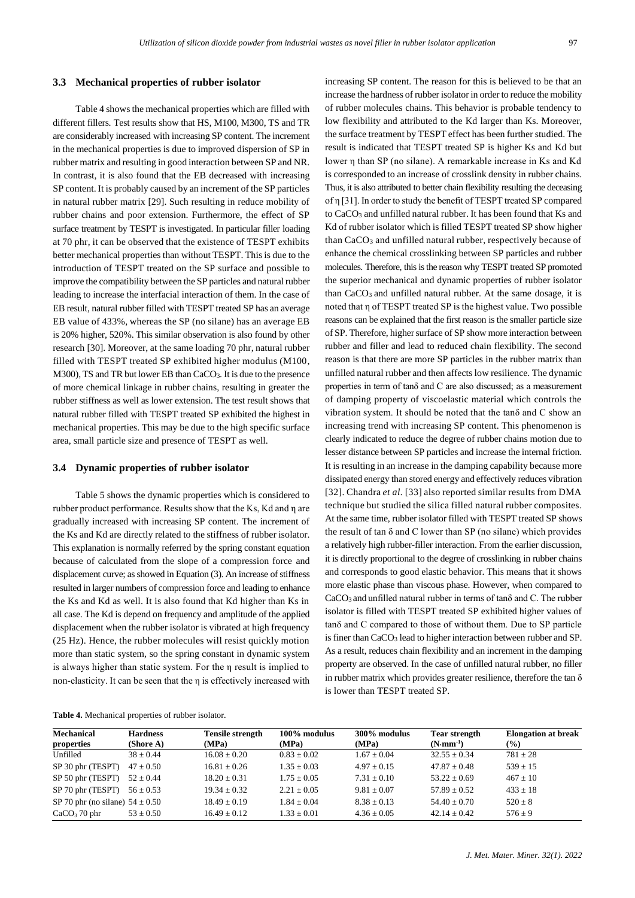### 3.3 Mechanical properties of rubber isolator

Table 4 shows the mechanical properties which are filled with different fillers. Test results show that HS, M100, M300, TS and TR are considerably increased with increasing SP content. The increment in the mechanical properties is due to improved dispersion of SP in rubber matrix and resulting in good interaction between SP and NR. In contrast, it is also found that the EB decreased with increasing SP content. It is probably caused by an increment of the SP particles in natural rubber matrix [29]. Such resulting in reduce mobility of rubber chains and poor extension. Furthermore, the effect of SP surface treatment by TESPT is investigated. In particular filler loading at 70 phr, it can be observed that the existence of TESPT exhibits better mechanical properties than without TESPT. This is due to the introduction of TESPT treated on the SP surface and possible to improve the compatibility between the SP particles and natural rubber leading to increase the interfacial interaction of them. In the case of EB result, natural rubber filled with TESPT treated SP has an average EB value of 433%, whereas the SP (no silane) has an average EB is 20% higher, 520%. This similar observation is also found by other research [30]. Moreover, at the same loading 70 phr, natural rubber filled with TESPT treated SP exhibited higher modulus (M100, M300), TS and TR but lower EB than $CaCO_3$. It is due to the presence of more chemical linkage in rubber chains, resulting in greater the rubber stiffness as well as lower extension. The test result shows that natural rubber filled with TESPT treated SP exhibited the highest in mechanical properties. This may be due to the high specific surface area, small particle size and presence of TESPT as well.

### 3.4 Dynamic properties of rubber isolator

Table 5 shows the dynamic properties which is considered to rubber product performance. Results show that the Ks, Kd and η are gradually increased with increasing SP content. The increment of the Ks and Kd are directly related to the stiffness of rubber isolator. This explanation is normally referred by the spring constant equation because of calculated from the slope of a compression force and displacement curve; as showed in Equation (3). An increase of stiffness resulted in larger numbers of compression force and leading to enhance the Ks and Kd as well. It is also found that Kd higher than Ks in all case. The Kd is depend on frequency and amplitude of the applied displacement when the rubber isolator is vibrated at high frequency (25 Hz). Hence, the rubber molecules will resist quickly motion more than static system, so the spring constant in dynamic system is always higher than static system. For the η result is implied to non-elasticity. It can be seen that the η is effectively increased with increasing SP content. The reason for this is believed to be that an increase the hardness of rubber isolator in order to reduce the mobility of rubber molecules chains. This behavior is probable tendency to low flexibility and attributed to the Kd larger than Ks. Moreover, the surface treatment by TESPT effect has been further studied. The result is indicated that TESPT treated SP is higher Ks and Kd but lower η than SP (no silane). A remarkable increase in Ks and Kd is corresponded to an increase of crosslink density in rubber chains. Thus, it is also attributed to better chain flexibility resulting the deceasing of η [31]. In order to study the benefit of TESPT treated SP compared to $CaCO_3$ and unfilled natural rubber. It has been found that Ks and Kd of rubber isolator which is filled TESPT treated SP show higher than $CaCO_3$ and unfilled natural rubber, respectively because of enhance the chemical crosslinking between SP particles and rubber molecules. Therefore, this is the reason why TESPT treated SP promoted the superior mechanical and dynamic properties of rubber isolator than $CaCO_3$ and unfilled natural rubber. At the same dosage, it is noted that η of TESPT treated SP is the highest value. Two possible reasons can be explained that the first reason is the smaller particle size of SP. Therefore, higher surface of SP show more interaction between rubber and filler and lead to reduced chain flexibility. The second reason is that there are more SP particles in the rubber matrix than unfilled natural rubber and then affects low resilience. The dynamic properties in term of tanδ and C are also discussed; as a measurement of damping property of viscoelastic material which controls the vibration system. It should be noted that the tanδ and C show an increasing trend with increasing SP content. This phenomenon is clearly indicated to reduce the degree of rubber chains motion due to lesser distance between SP particles and increase the internal friction. It is resulting in an increase in the damping capability because more dissipated energy than stored energy and effectively reduces vibration [32]. Chandra *et al.* [33] also reported similar results from DMA technique but studied the silica filled natural rubber composites. At the same time, rubber isolator filled with TESPT treated SP shows the result of tan δ and C lower than SP (no silane) which provides a relatively high rubber-filler interaction. From the earlier discussion, it is directly proportional to the degree of crosslinking in rubber chains and corresponds to good elastic behavior. This means that it shows more elastic phase than viscous phase. However, when compared to $CaCO_3$ and unfilled natural rubber in terms of tanδ and C. The rubber isolator is filled with TESPT treated SP exhibited higher values of tanδ and C compared to those of without them. Due to SP particle is finer than $CaCO_3$ lead to higher interaction between rubber and SP. As a result, reduces chain flexibility and an increment in the damping property are observed. In the case of unfilled natural rubber, no filler in rubber matrix which provides greater resilience, therefore the tan δ is lower than TESPT treated SP.

**Table 4.** Mechanical properties of rubber isolator.

| Mechanical properties | Hardness (Shore A) | Tensile strength (MPa) | 100% modulus (MPa) | 300% modulus (MPa) | Tear strength ($N{\cdot}mm^{-1}$) | Elongation at break (%) |
|---|---|---|---|---|---|---|
| Unfilled | $38 \pm 0.44$ | $16.08 \pm 0.20$ | $0.83 \pm 0.02$ | $1.67 \pm 0.04$ | $32.55 \pm 0.34$ | $781 \pm 28$ |
| SP 30 phr (TESPT) | $47 \pm 0.50$ | $16.81 \pm 0.26$ | $1.35 \pm 0.03$ | $4.97 \pm 0.15$ | $47.87 \pm 0.48$ | $539 \pm 15$ |
| SP 50 phr (TESPT) | $52 \pm 0.44$ | $18.20 \pm 0.31$ | $1.75 \pm 0.05$ | $7.31 \pm 0.10$ | $53.22 \pm 0.69$ | $467 \pm 10$ |
| SP 70 phr (TESPT) | $56 \pm 0.53$ | $19.34 \pm 0.32$ | $2.21 \pm 0.05$ | $9.81 \pm 0.07$ | $57.89 \pm 0.52$ | $433 \pm 18$ |
| SP 70 phr (no silane) | $54 \pm 0.50$ | $18.49 \pm 0.19$ | $1.84 \pm 0.04$ | $8.38 \pm 0.13$ | $54.40 \pm 0.70$ | $520 \pm 8$ |
| $CaCO_3$ 70 phr | $53 \pm 0.50$ | $16.49 \pm 0.12$ | $1.33 \pm 0.01$ | $4.36 \pm 0.05$ | $42.14 \pm 0.42$ | $576 \pm 9$ |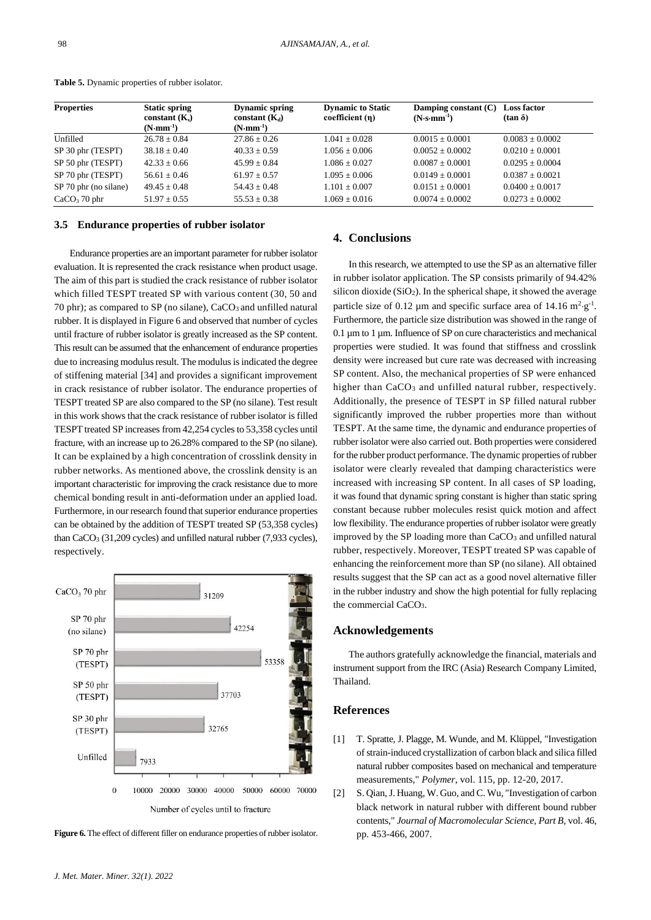**Table 5.** Dynamic properties of rubber isolator.

| Properties | Static spring constant ($K_s$) ($N \cdot mm^{-1}$) | Dynamic spring constant ($K_d$) ($N \cdot mm^{-1}$) | Dynamic to Static coefficient (η) | Damping constant (C) ($N \cdot s \cdot mm^{-1}$) | Loss factor (tan δ) |
|---|---|---|---|---|---|
| Unfilled | 26.78 ± 0.84 | 27.86 ± 0.26 | 1.041 ± 0.028 | 0.0015 ± 0.0001 | 0.0083 ± 0.0002 |
| SP 30 phr (TESPT) | 38.18 ± 0.40 | 40.33 ± 0.59 | 1.056 ± 0.006 | 0.0052 ± 0.0002 | 0.0210 ± 0.0001 |
| SP 50 phr (TESPT) | 42.33 ± 0.66 | 45.99 ± 0.84 | 1.086 ± 0.027 | 0.0087 ± 0.0001 | 0.0295 ± 0.0004 |
| SP 70 phr (TESPT) | 56.61 ± 0.46 | 61.97 ± 0.57 | 1.095 ± 0.006 | 0.0149 ± 0.0001 | 0.0387 ± 0.0021 |
| SP 70 phr (no silane) | 49.45 ± 0.48 | 54.43 ± 0.48 | 1.101 ± 0.007 | 0.0151 ± 0.0001 | 0.0400 ± 0.0017 |
| $CaCO_3$ 70 phr | 51.97 ± 0.55 | 55.53 ± 0.38 | 1.069 ± 0.016 | 0.0074 ± 0.0002 | 0.0273 ± 0.0002 |

### 3.5 Endurance properties of rubber isolator

Endurance properties are an important parameter for rubber isolator evaluation. It is represented the crack resistance when product usage. The aim of this part is studied the crack resistance of rubber isolator which filled TESPT treated SP with various content (30, 50 and 70 phr); as compared to SP (no silane), $CaCO_3$ and unfilled natural rubber. It is displayed in Figure 6 and observed that number of cycles until fracture of rubber isolator is greatly increased as the SP content. This result can be assumed that the enhancement of endurance properties due to increasing modulus result. The modulus is indicated the degree of stiffening material [34] and provides a significant improvement in crack resistance of rubber isolator. The endurance properties of TESPT treated SP are also compared to the SP (no silane). Test result in this work shows that the crack resistance of rubber isolator is filled TESPT treated SP increases from 42,254 cycles to 53,358 cycles until fracture, with an increase up to 26.28% compared to the SP (no silane). It can be explained by a high concentration of crosslink density in rubber networks. As mentioned above, the crosslink density is an important characteristic for improving the crack resistance due to more chemical bonding result in anti-deformation under an applied load. Furthermore, in our research found that superior endurance properties can be obtained by the addition of TESPT treated SP (53,358 cycles) than $CaCO_3$ (31,209 cycles) and unfilled natural rubber (7,933 cycles), respectively.

| Sample | Number of cycles until fracture |
|---|---|
| $CaCO_3$ 70 phr | 31209 |
| SP 70 phr (no silane) | 42254 |
| SP 70 phr (TESPT) | 53358 |
| SP 50 phr (TESPT) | 37703 |
| SP 30 phr (TESPT) | 32765 |
| Unfilled | 7933 |

**Figure 6.** The effect of different filler on endurance properties of rubber isolator.

## 4. Conclusions

In this research, we attempted to use the SP as an alternative filler in rubber isolator application. The SP consists primarily of 94.42% silicon dioxide ($SiO_2$). In the spherical shape, it showed the average particle size of 0.12 µm and specific surface area of 14.16 $m^2 \cdot g^{-1}$. Furthermore, the particle size distribution was showed in the range of 0.1 µm to 1 µm. Influence of SP on cure characteristics and mechanical properties were studied. It was found that stiffness and crosslink density were increased but cure rate was decreased with increasing SP content. Also, the mechanical properties of SP were enhanced higher than $CaCO_3$ and unfilled natural rubber, respectively. Additionally, the presence of TESPT in SP filled natural rubber significantly improved the rubber properties more than without TESPT. At the same time, the dynamic and endurance properties of rubber isolator were also carried out. Both properties were considered for the rubber product performance. The dynamic properties of rubber isolator were clearly revealed that damping characteristics were increased with increasing SP content. In all cases of SP loading, it was found that dynamic spring constant is higher than static spring constant because rubber molecules resist quick motion and affect low flexibility. The endurance properties of rubber isolator were greatly improved by the SP loading more than $CaCO_3$ and unfilled natural rubber, respectively. Moreover, TESPT treated SP was capable of enhancing the reinforcement more than SP (no silane). All obtained results suggest that the SP can act as a good novel alternative filler in the rubber industry and show the high potential for fully replacing the commercial $CaCO_3$.

## Acknowledgements

The authors gratefully acknowledge the financial, materials and instrument support from the IRC (Asia) Research Company Limited, Thailand.

## References

[1] T. Spratte, J. Plagge, M. Wunde, and M. Klüppel, "Investigation of strain-induced crystallization of carbon black and silica filled natural rubber composites based on mechanical and temperature measurements," *Polymer*, vol. 115, pp. 12-20, 2017.

[2] S. Qian, J. Huang, W. Guo, and C. Wu, "Investigation of carbon black network in natural rubber with different bound rubber contents," *Journal of Macromolecular Science, Part B*, vol. 46, pp. 453-466, 2007.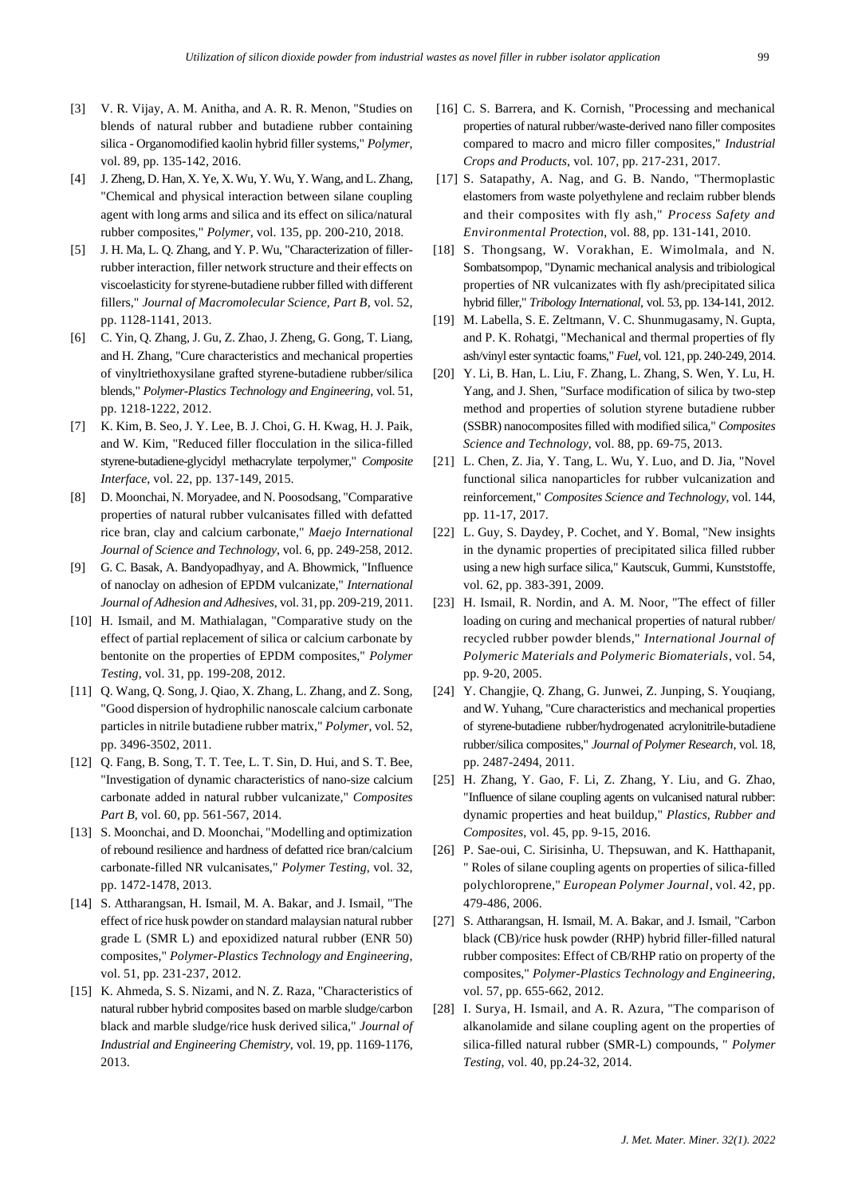[3] V. R. Vijay, A. M. Anitha, and A. R. R. Menon, "Studies on blends of natural rubber and butadiene rubber containing silica - Organomodified kaolin hybrid filler systems," *Polymer*, vol. 89, pp. 135-142, 2016.

[4] J. Zheng, D. Han, X. Ye, X. Wu, Y. Wu, Y. Wang, and L. Zhang, "Chemical and physical interaction between silane coupling agent with long arms and silica and its effect on silica/natural rubber composites," *Polymer*, vol. 135, pp. 200-210, 2018.

[5] J. H. Ma, L. Q. Zhang, and Y. P. Wu, "Characterization of filler-rubber interaction, filler network structure and their effects on viscoelasticity for styrene-butadiene rubber filled with different fillers," *Journal of Macromolecular Science, Part B*, vol. 52, pp. 1128-1141, 2013.

[6] C. Yin, Q. Zhang, J. Gu, Z. Zhao, J. Zheng, G. Gong, T. Liang, and H. Zhang, "Cure characteristics and mechanical properties of vinyltriethoxysilane grafted styrene-butadiene rubber/silica blends," *Polymer-Plastics Technology and Engineering*, vol. 51, pp. 1218-1222, 2012.

[7] K. Kim, B. Seo, J. Y. Lee, B. J. Choi, G. H. Kwag, H. J. Paik, and W. Kim, "Reduced filler flocculation in the silica-filled styrene-butadiene-glycidyl methacrylate terpolymer," *Composite Interface*, vol. 22, pp. 137-149, 2015.

[8] D. Moonchai, N. Moryadee, and N. Poosodsang, "Comparative properties of natural rubber vulcanisates filled with defatted rice bran, clay and calcium carbonate," *Maejo International Journal of Science and Technology*, vol. 6, pp. 249-258, 2012.

[9] G. C. Basak, A. Bandyopadhyay, and A. Bhowmick, "Influence of nanoclay on adhesion of EPDM vulcanizate," *International Journal of Adhesion and Adhesives*, vol. 31, pp. 209-219, 2011.

[10] H. Ismail, and M. Mathialagan, "Comparative study on the effect of partial replacement of silica or calcium carbonate by bentonite on the properties of EPDM composites," *Polymer Testing*, vol. 31, pp. 199-208, 2012.

[11] Q. Wang, Q. Song, J. Qiao, X. Zhang, L. Zhang, and Z. Song, "Good dispersion of hydrophilic nanoscale calcium carbonate particles in nitrile butadiene rubber matrix," *Polymer*, vol. 52, pp. 3496-3502, 2011.

[12] Q. Fang, B. Song, T. T. Tee, L. T. Sin, D. Hui, and S. T. Bee, "Investigation of dynamic characteristics of nano-size calcium carbonate added in natural rubber vulcanizate," *Composites Part B*, vol. 60, pp. 561-567, 2014.

[13] S. Moonchai, and D. Moonchai, "Modelling and optimization of rebound resilience and hardness of defatted rice bran/calcium carbonate-filled NR vulcanisates," *Polymer Testing*, vol. 32, pp. 1472-1478, 2013.

[14] S. Attharangsan, H. Ismail, M. A. Bakar, and J. Ismail, "The effect of rice husk powder on standard malaysian natural rubber grade L (SMR L) and epoxidized natural rubber (ENR 50) composites," *Polymer-Plastics Technology and Engineering*, vol. 51, pp. 231-237, 2012.

[15] K. Ahmeda, S. S. Nizami, and N. Z. Raza, "Characteristics of natural rubber hybrid composites based on marble sludge/carbon black and marble sludge/rice husk derived silica," *Journal of Industrial and Engineering Chemistry*, vol. 19, pp. 1169-1176, 2013.

[16] C. S. Barrera, and K. Cornish, "Processing and mechanical properties of natural rubber/waste-derived nano filler composites compared to macro and micro filler composites," *Industrial Crops and Products*, vol. 107, pp. 217-231, 2017.

[17] S. Satapathy, A. Nag, and G. B. Nando, "Thermoplastic elastomers from waste polyethylene and reclaim rubber blends and their composites with fly ash," *Process Safety and Environmental Protection*, vol. 88, pp. 131-141, 2010.

[18] S. Thongsang, W. Vorakhan, E. Wimolmala, and N. Sombatsompop, "Dynamic mechanical analysis and tribiological properties of NR vulcanizates with fly ash/precipitated silica hybrid filler," *Tribology International*, vol. 53, pp. 134-141, 2012.

[19] M. Labella, S. E. Zeltmann, V. C. Shunmugasamy, N. Gupta, and P. K. Rohatgi, "Mechanical and thermal properties of fly ash/vinyl ester syntactic foams," *Fuel*, vol. 121, pp. 240-249, 2014.

[20] Y. Li, B. Han, L. Liu, F. Zhang, L. Zhang, S. Wen, Y. Lu, H. Yang, and J. Shen, "Surface modification of silica by two-step method and properties of solution styrene butadiene rubber (SSBR) nanocomposites filled with modified silica," *Composites Science and Technology*, vol. 88, pp. 69-75, 2013.

[21] L. Chen, Z. Jia, Y. Tang, L. Wu, Y. Luo, and D. Jia, "Novel functional silica nanoparticles for rubber vulcanization and reinforcement," *Composites Science and Technology*, vol. 144, pp. 11-17, 2017.

[22] L. Guy, S. Daydey, P. Cochet, and Y. Bomal, "New insights in the dynamic properties of precipitated silica filled rubber using a new high surface silica," Kautscuk, Gummi, Kunststoffe, vol. 62, pp. 383-391, 2009.

[23] H. Ismail, R. Nordin, and A. M. Noor, "The effect of filler loading on curing and mechanical properties of natural rubber/ recycled rubber powder blends," *International Journal of Polymeric Materials and Polymeric Biomaterials*, vol. 54, pp. 9-20, 2005.

[24] Y. Changjie, Q. Zhang, G. Junwei, Z. Junping, S. Youqiang, and W. Yuhang, "Cure characteristics and mechanical properties of styrene-butadiene rubber/hydrogenated acrylonitrile-butadiene rubber/silica composites," *Journal of Polymer Research*, vol. 18, pp. 2487-2494, 2011.

[25] H. Zhang, Y. Gao, F. Li, Z. Zhang, Y. Liu, and G. Zhao, "Influence of silane coupling agents on vulcanised natural rubber: dynamic properties and heat buildup," *Plastics, Rubber and Composites*, vol. 45, pp. 9-15, 2016.

[26] P. Sae-oui, C. Sirisinha, U. Thepsuwan, and K. Hatthapanit, " Roles of silane coupling agents on properties of silica-filled polychloroprene," *European Polymer Journal*, vol. 42, pp. 479-486, 2006.

[27] S. Attharangsan, H. Ismail, M. A. Bakar, and J. Ismail, "Carbon black (CB)/rice husk powder (RHP) hybrid filler-filled natural rubber composites: Effect of CB/RHP ratio on property of the composites," *Polymer-Plastics Technology and Engineering*, vol. 57, pp. 655-662, 2012.

[28] I. Surya, H. Ismail, and A. R. Azura, "The comparison of alkanolamide and silane coupling agent on the properties of silica-filled natural rubber (SMR-L) compounds, " *Polymer Testing*, vol. 40, pp.24-32, 2014.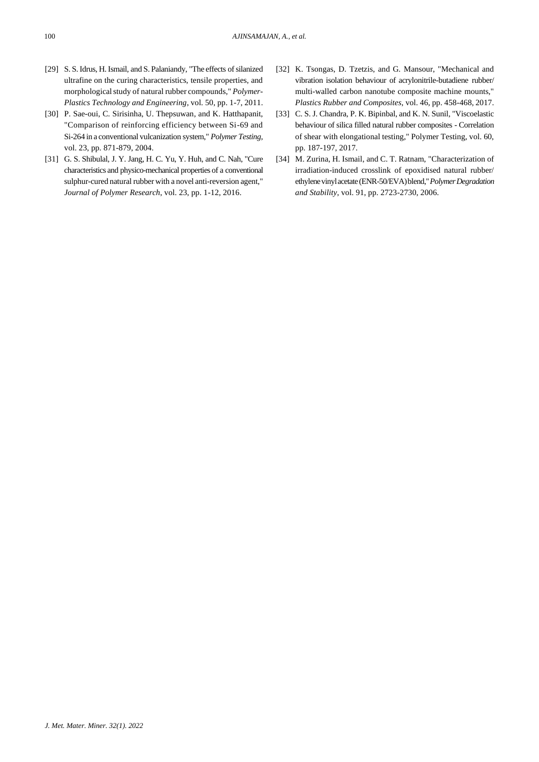[29] S. S. Idrus, H. Ismail, and S. Palaniandy, "The effects of silanized ultrafine on the curing characteristics, tensile properties, and morphological study of natural rubber compounds," *Polymer-Plastics Technology and Engineering*, vol. 50, pp. 1-7, 2011.

[30] P. Sae-oui, C. Sirisinha, U. Thepsuwan, and K. Hatthapanit, "Comparison of reinforcing efficiency between Si-69 and Si-264 in a conventional vulcanization system," *Polymer Testing*, vol. 23, pp. 871-879, 2004.

[31] G. S. Shibulal, J. Y. Jang, H. C. Yu, Y. Huh, and C. Nah, "Cure characteristics and physico-mechanical properties of a conventional sulphur-cured natural rubber with a novel anti-reversion agent," *Journal of Polymer Research*, vol. 23, pp. 1-12, 2016.

[32] K. Tsongas, D. Tzetzis, and G. Mansour, "Mechanical and vibration isolation behaviour of acrylonitrile-butadiene rubber/ multi-walled carbon nanotube composite machine mounts," *Plastics Rubber and Composites*, vol. 46, pp. 458-468, 2017.

[33] C. S. J. Chandra, P. K. Bipinbal, and K. N. Sunil, "Viscoelastic behaviour of silica filled natural rubber composites - Correlation of shear with elongational testing," Polymer Testing, vol. 60, pp. 187-197, 2017.

[34] M. Zurina, H. Ismail, and C. T. Ratnam, "Characterization of irradiation-induced crosslink of epoxidised natural rubber/ ethylene vinyl acetate (ENR-50/EVA) blend," *Polymer Degradation and Stability*, vol. 91, pp. 2723-2730, 2006.